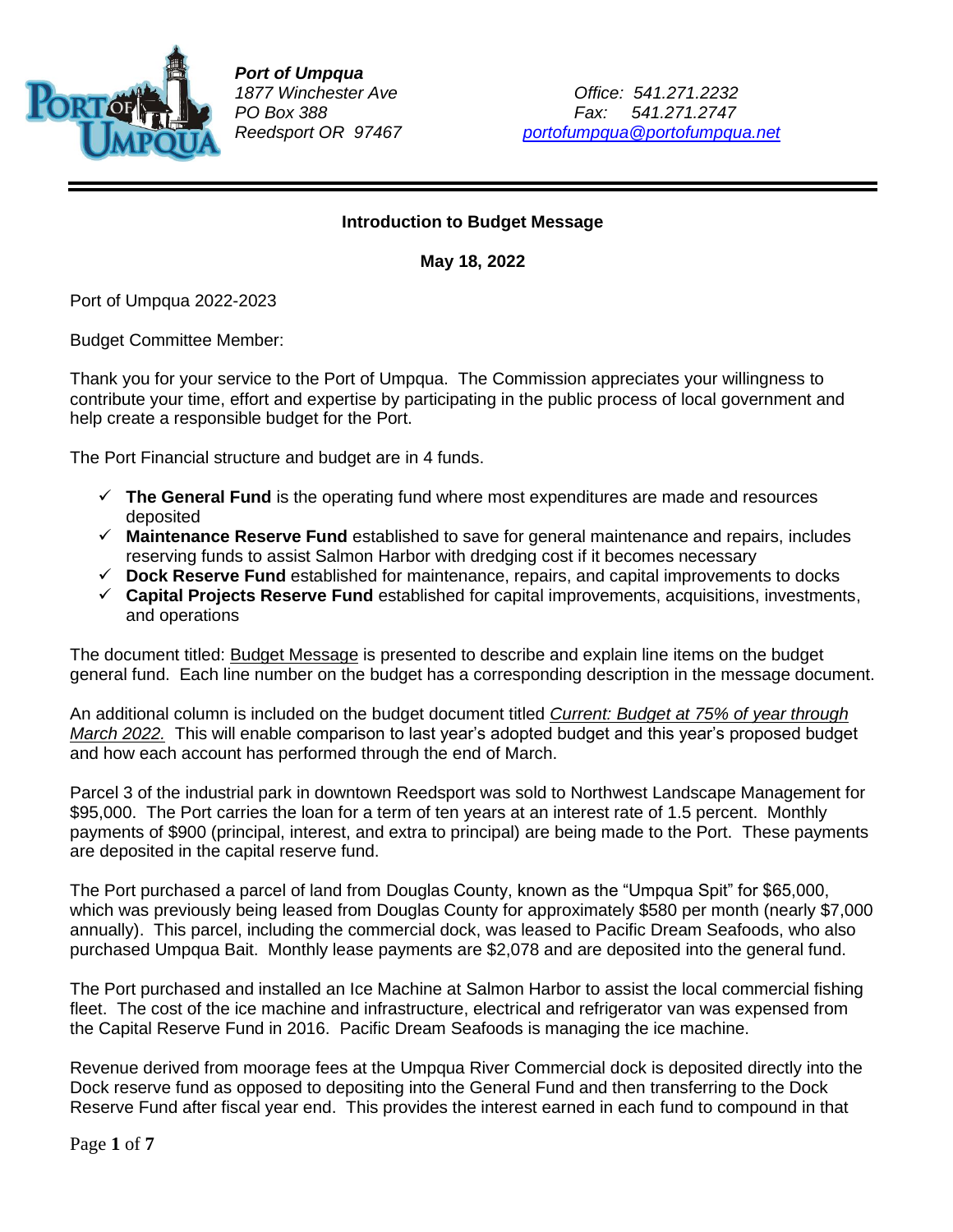**Port of Umpqua**
*1877 Winchester Ave*
*PO Box 388*
*Reedsport OR 97467*

*Office: 541.271.2232*
*Fax: 541.271.2747*
*portofumpqua@portofumpqua.net*

---

**Introduction to Budget Message**

**May 18, 2022**

Port of Umpqua 2022-2023

Budget Committee Member:

Thank you for your service to the Port of Umpqua. The Commission appreciates your willingness to contribute your time, effort and expertise by participating in the public process of local government and help create a responsible budget for the Port.

The Port Financial structure and budget are in 4 funds.

- ✓ **The General Fund** is the operating fund where most expenditures are made and resources deposited
- ✓ **Maintenance Reserve Fund** established to save for general maintenance and repairs, includes reserving funds to assist Salmon Harbor with dredging cost if it becomes necessary
- ✓ **Dock Reserve Fund** established for maintenance, repairs, and capital improvements to docks
- ✓ **Capital Projects Reserve Fund** established for capital improvements, acquisitions, investments, and operations

The document titled: Budget Message is presented to describe and explain line items on the budget general fund. Each line number on the budget has a corresponding description in the message document.

An additional column is included on the budget document titled *Current: Budget at 75% of year through March 2022.* This will enable comparison to last year's adopted budget and this year's proposed budget and how each account has performed through the end of March.

Parcel 3 of the industrial park in downtown Reedsport was sold to Northwest Landscape Management for $95,000. The Port carries the loan for a term of ten years at an interest rate of 1.5 percent. Monthly payments of $900 (principal, interest, and extra to principal) are being made to the Port. These payments are deposited in the capital reserve fund.

The Port purchased a parcel of land from Douglas County, known as the "Umpqua Spit" for $65,000, which was previously being leased from Douglas County for approximately $580 per month (nearly $7,000 annually). This parcel, including the commercial dock, was leased to Pacific Dream Seafoods, who also purchased Umpqua Bait. Monthly lease payments are $2,078 and are deposited into the general fund.

The Port purchased and installed an Ice Machine at Salmon Harbor to assist the local commercial fishing fleet. The cost of the ice machine and infrastructure, electrical and refrigerator van was expensed from the Capital Reserve Fund in 2016. Pacific Dream Seafoods is managing the ice machine.

Revenue derived from moorage fees at the Umpqua River Commercial dock is deposited directly into the Dock reserve fund as opposed to depositing into the General Fund and then transferring to the Dock Reserve Fund after fiscal year end. This provides the interest earned in each fund to compound in that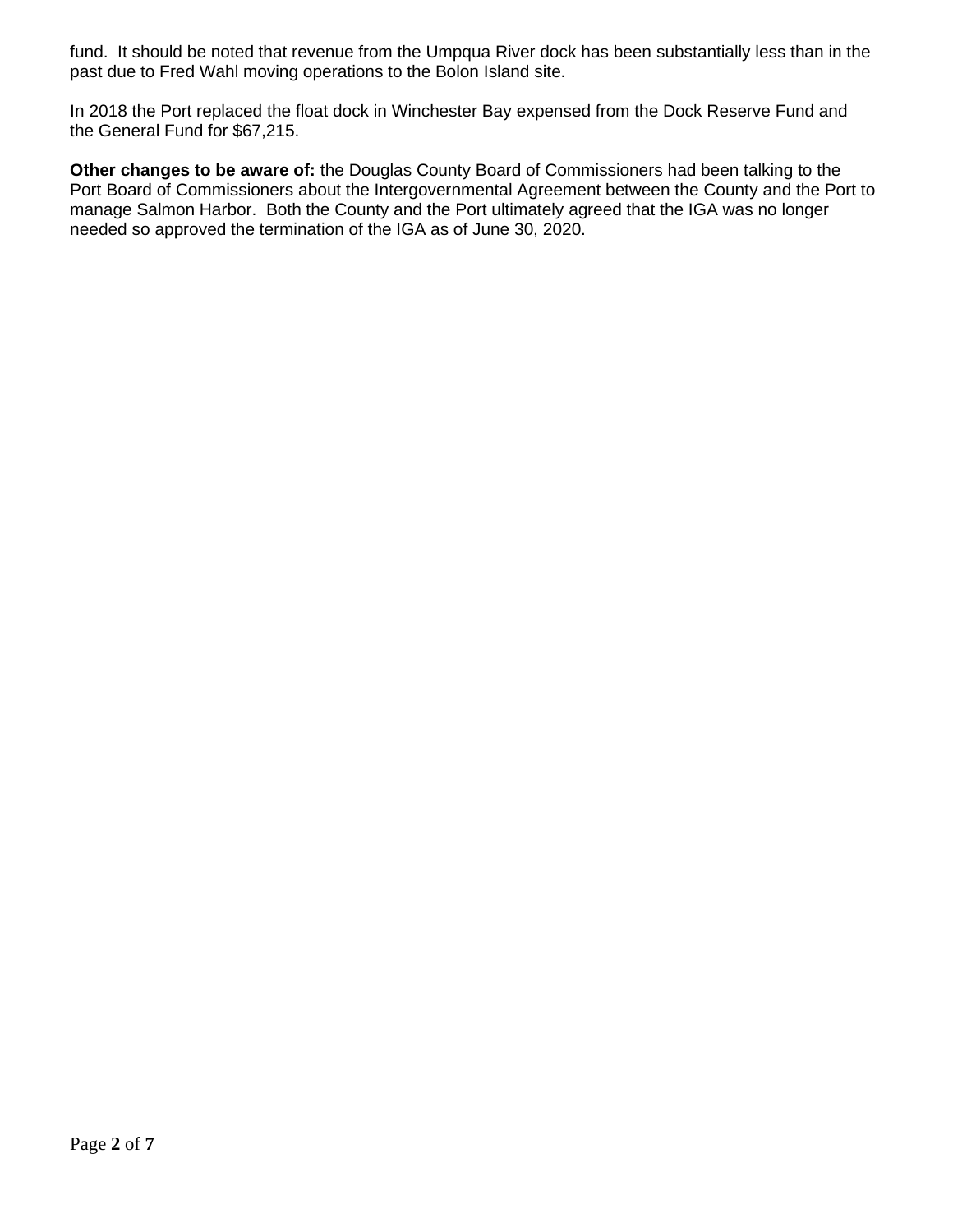fund. It should be noted that revenue from the Umpqua River dock has been substantially less than in the past due to Fred Wahl moving operations to the Bolon Island site.

In 2018 the Port replaced the float dock in Winchester Bay expensed from the Dock Reserve Fund and the General Fund for $67,215.

**Other changes to be aware of:** the Douglas County Board of Commissioners had been talking to the Port Board of Commissioners about the Intergovernmental Agreement between the County and the Port to manage Salmon Harbor. Both the County and the Port ultimately agreed that the IGA was no longer needed so approved the termination of the IGA as of June 30, 2020.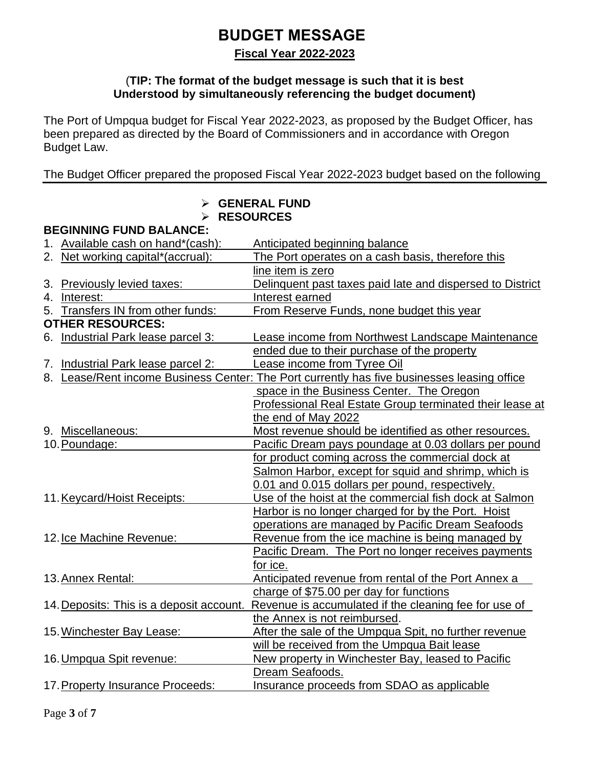# BUDGET MESSAGE

## Fiscal Year 2022-2023

**(TIP: The format of the budget message is such that it is best Understood by simultaneously referencing the budget document)**

The Port of Umpqua budget for Fiscal Year 2022-2023, as proposed by the Budget Officer, has been prepared as directed by the Board of Commissioners and in accordance with Oregon Budget Law.

The Budget Officer prepared the proposed Fiscal Year 2022-2023 budget based on the following

- **GENERAL FUND**
- **RESOURCES**

**BEGINNING FUND BALANCE:**

1. Available cash on hand*(cash): Anticipated beginning balance
2. Net working capital*(accrual): The Port operates on a cash basis, therefore this line item is zero
3. Previously levied taxes: Delinquent past taxes paid late and dispersed to District
4. Interest: Interest earned
5. Transfers IN from other funds: From Reserve Funds, none budget this year

**OTHER RESOURCES:**

6. Industrial Park lease parcel 3: Lease income from Northwest Landscape Maintenance ended due to their purchase of the property
7. Industrial Park lease parcel 2: Lease income from Tyree Oil
8. Lease/Rent income Business Center: The Port currently has five businesses leasing office space in the Business Center. The Oregon Professional Real Estate Group terminated their lease at the end of May 2022
9. Miscellaneous: Most revenue should be identified as other resources.
10. Poundage: Pacific Dream pays poundage at 0.03 dollars per pound for product coming across the commercial dock at Salmon Harbor, except for squid and shrimp, which is 0.01 and 0.015 dollars per pound, respectively.
11. Keycard/Hoist Receipts: Use of the hoist at the commercial fish dock at Salmon Harbor is no longer charged for by the Port. Hoist operations are managed by Pacific Dream Seafoods
12. Ice Machine Revenue: Revenue from the ice machine is being managed by Pacific Dream. The Port no longer receives payments for ice.
13. Annex Rental: Anticipated revenue from rental of the Port Annex a charge of $75.00 per day for functions
14. Deposits: This is a deposit account. Revenue is accumulated if the cleaning fee for use of the Annex is not reimbursed.
15. Winchester Bay Lease: After the sale of the Umpqua Spit, no further revenue will be received from the Umpqua Bait lease
16. Umpqua Spit revenue: New property in Winchester Bay, leased to Pacific Dream Seafoods.
17. Property Insurance Proceeds: Insurance proceeds from SDAO as applicable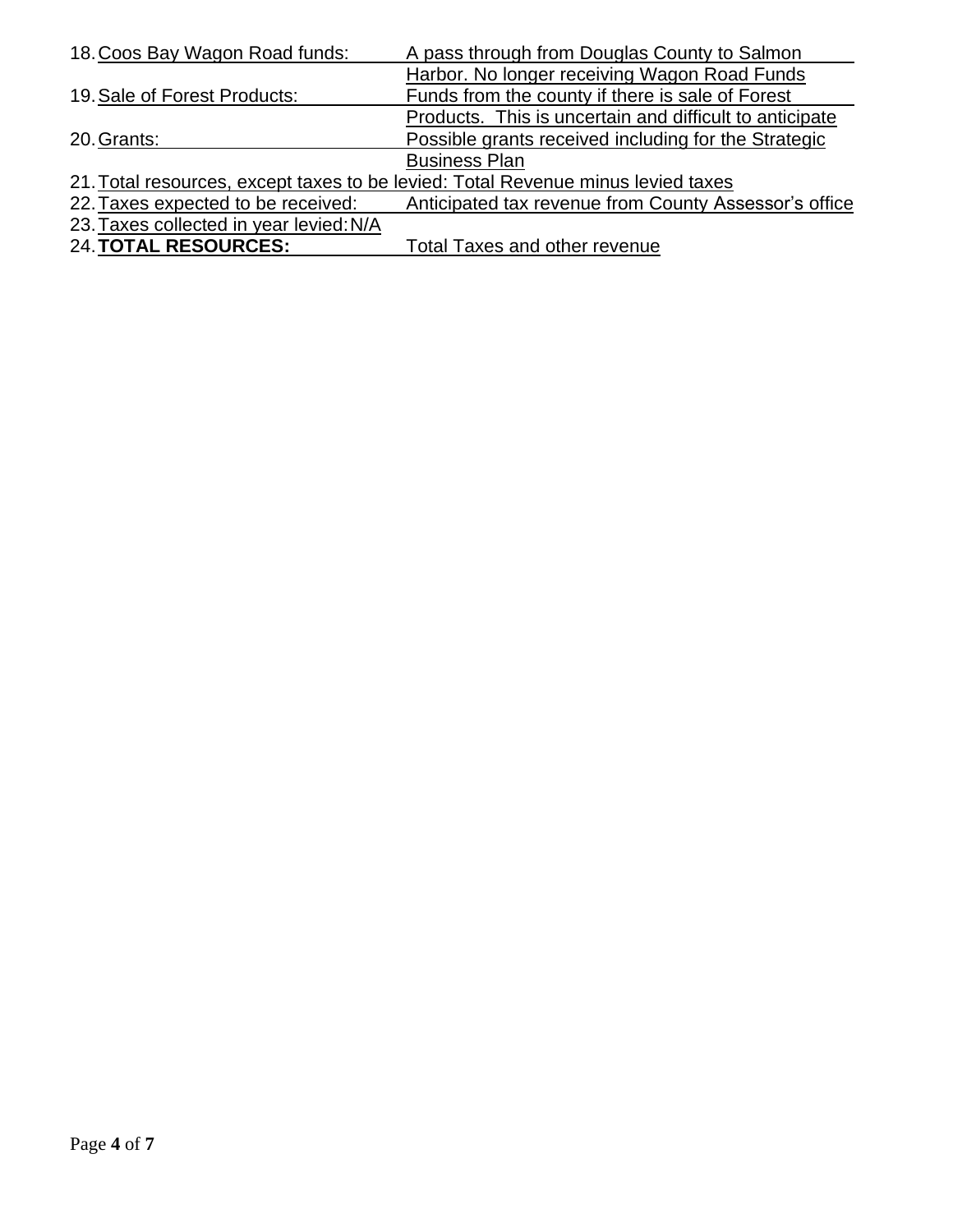18. Coos Bay Wagon Road funds: A pass through from Douglas County to Salmon Harbor. No longer receiving Wagon Road Funds
19. Sale of Forest Products: Funds from the county if there is sale of Forest Products. This is uncertain and difficult to anticipate
20. Grants: Possible grants received including for the Strategic Business Plan
21. Total resources, except taxes to be levied: Total Revenue minus levied taxes
22. Taxes expected to be received: Anticipated tax revenue from County Assessor's office
23. Taxes collected in year levied: N/A
24. **TOTAL RESOURCES:** Total Taxes and other revenue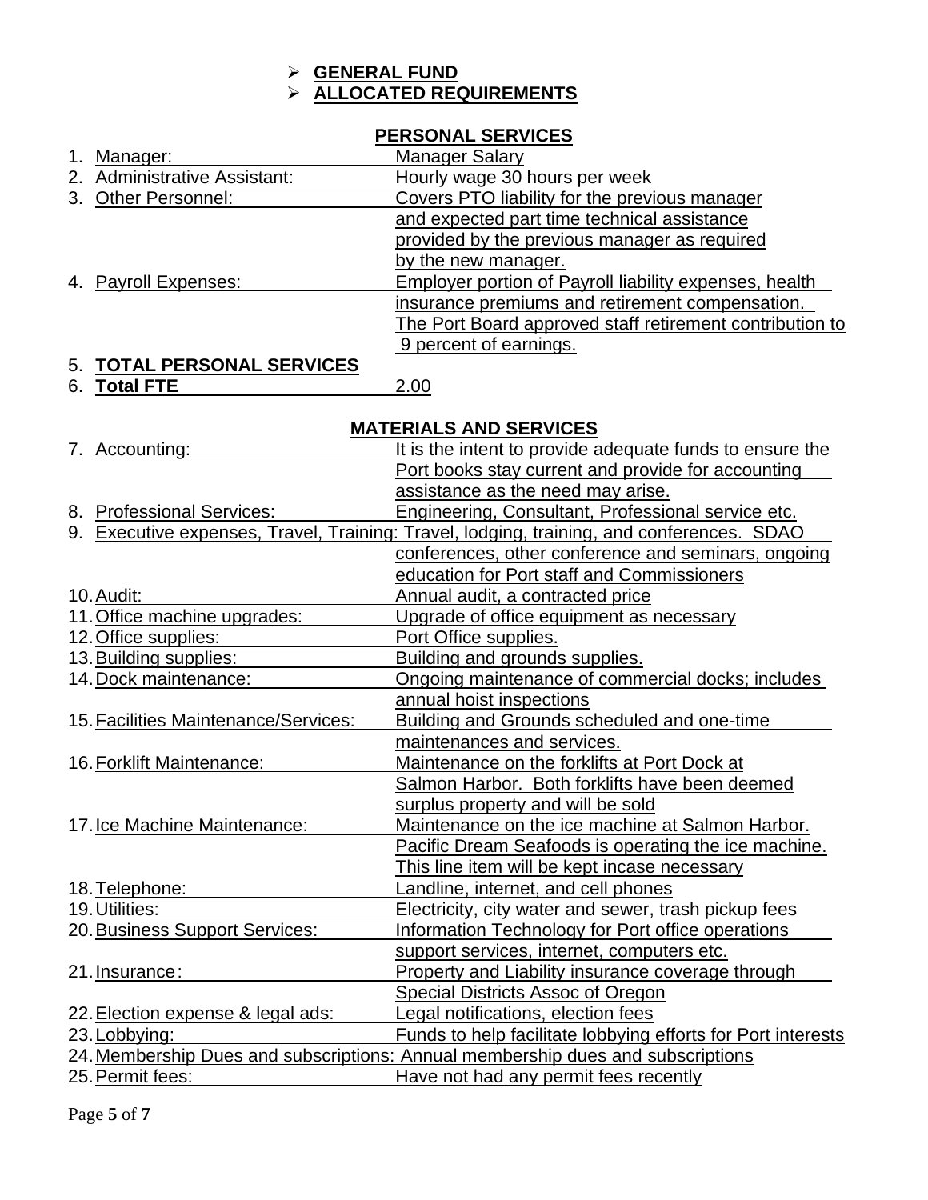- **GENERAL FUND**
- **ALLOCATED REQUIREMENTS**

## PERSONAL SERVICES

| | | |
|---|---|---|
| 1. | Manager: | Manager Salary |
| 2. | Administrative Assistant: | Hourly wage 30 hours per week |
| 3. | Other Personnel: | Covers PTO liability for the previous manager and expected part time technical assistance provided by the previous manager as required by the new manager. |
| 4. | Payroll Expenses: | Employer portion of Payroll liability expenses, health insurance premiums and retirement compensation. The Port Board approved staff retirement contribution to 9 percent of earnings. |
| 5. | **TOTAL PERSONAL SERVICES** | |
| 6. | **Total FTE** | 2.00 |

## MATERIALS AND SERVICES

| | | |
|---|---|---|
| 7. | Accounting: | It is the intent to provide adequate funds to ensure the Port books stay current and provide for accounting assistance as the need may arise. |
| 8. | Professional Services: | Engineering, Consultant, Professional service etc. |
| 9. | Executive expenses, Travel, Training: | Travel, lodging, training, and conferences. SDAO conferences, other conference and seminars, ongoing education for Port staff and Commissioners |
| 10. | Audit: | Annual audit, a contracted price |
| 11. | Office machine upgrades: | Upgrade of office equipment as necessary |
| 12. | Office supplies: | Port Office supplies. |
| 13. | Building supplies: | Building and grounds supplies. |
| 14. | Dock maintenance: | Ongoing maintenance of commercial docks; includes annual hoist inspections |
| 15. | Facilities Maintenance/Services: | Building and Grounds scheduled and one-time maintenances and services. |
| 16. | Forklift Maintenance: | Maintenance on the forklifts at Port Dock at Salmon Harbor. Both forklifts have been deemed surplus property and will be sold |
| 17. | Ice Machine Maintenance: | Maintenance on the ice machine at Salmon Harbor. Pacific Dream Seafoods is operating the ice machine. This line item will be kept incase necessary |
| 18. | Telephone: | Landline, internet, and cell phones |
| 19. | Utilities: | Electricity, city water and sewer, trash pickup fees |
| 20. | Business Support Services: | Information Technology for Port office operations support services, internet, computers etc. |
| 21. | Insurance: | Property and Liability insurance coverage through Special Districts Assoc of Oregon |
| 22. | Election expense & legal ads: | Legal notifications, election fees |
| 23. | Lobbying: | Funds to help facilitate lobbying efforts for Port interests |
| 24. | Membership Dues and subscriptions: | Annual membership dues and subscriptions |
| 25. | Permit fees: | Have not had any permit fees recently |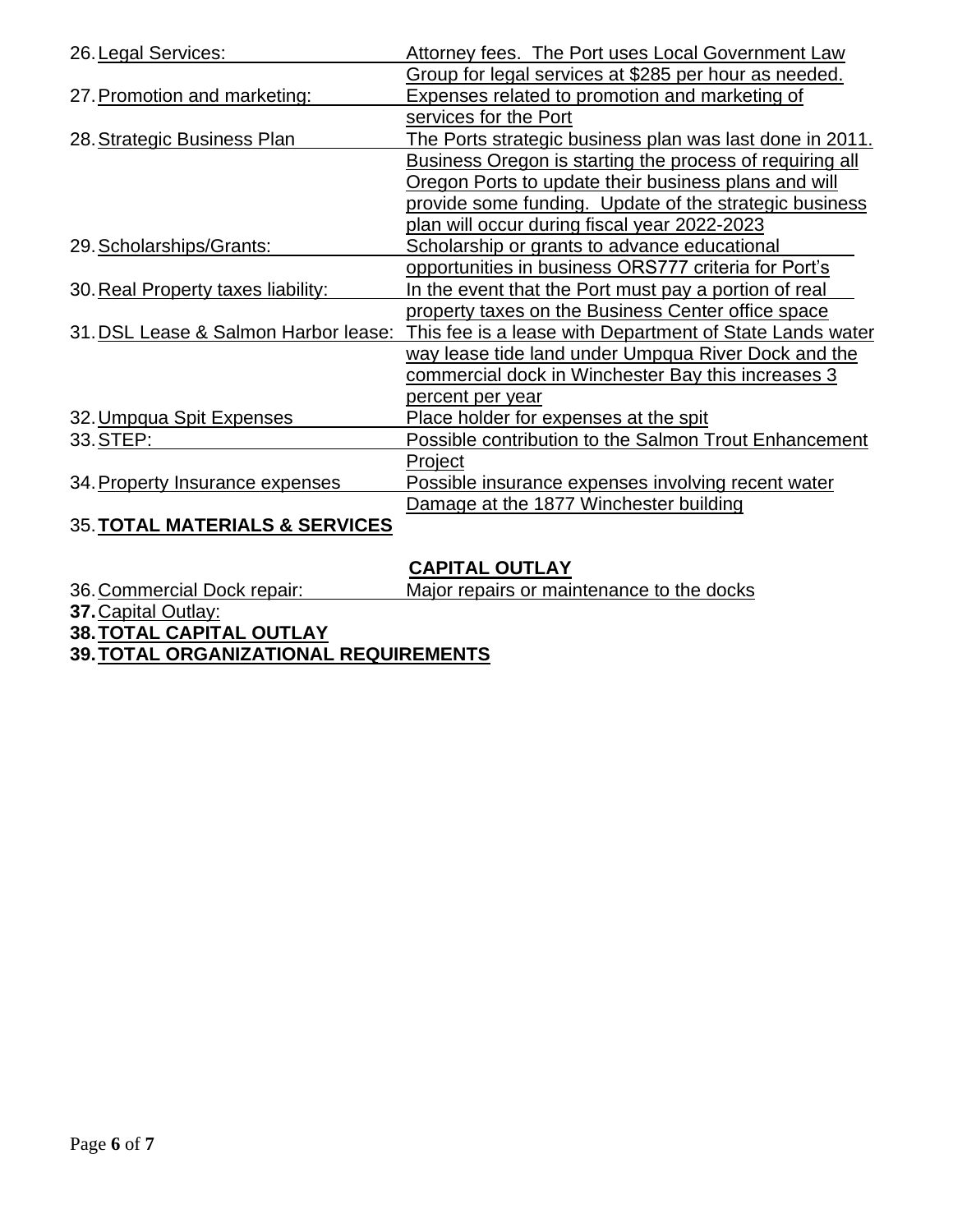| | |
|---|---|
| 26. Legal Services: | Attorney fees. The Port uses Local Government Law Group for legal services at $285 per hour as needed. |
| 27. Promotion and marketing: | Expenses related to promotion and marketing of services for the Port |
| 28. Strategic Business Plan | The Ports strategic business plan was last done in 2011. Business Oregon is starting the process of requiring all Oregon Ports to update their business plans and will provide some funding. Update of the strategic business plan will occur during fiscal year 2022-2023 |
| 29. Scholarships/Grants: | Scholarship or grants to advance educational opportunities in business ORS777 criteria for Port's |
| 30. Real Property taxes liability: | In the event that the Port must pay a portion of real property taxes on the Business Center office space |
| 31. DSL Lease & Salmon Harbor lease: | This fee is a lease with Department of State Lands water way lease tide land under Umpqua River Dock and the commercial dock in Winchester Bay this increases 3 percent per year |
| 32. Umpqua Spit Expenses | Place holder for expenses at the spit |
| 33. STEP: | Possible contribution to the Salmon Trout Enhancement Project |
| 34. Property Insurance expenses | Possible insurance expenses involving recent water Damage at the 1877 Winchester building |

35. **TOTAL MATERIALS & SERVICES**

**CAPITAL OUTLAY**

| | |
|---|---|
| 36. Commercial Dock repair: | Major repairs or maintenance to the docks |

**37.** Capital Outlay:

**38. TOTAL CAPITAL OUTLAY**

**39. TOTAL ORGANIZATIONAL REQUIREMENTS**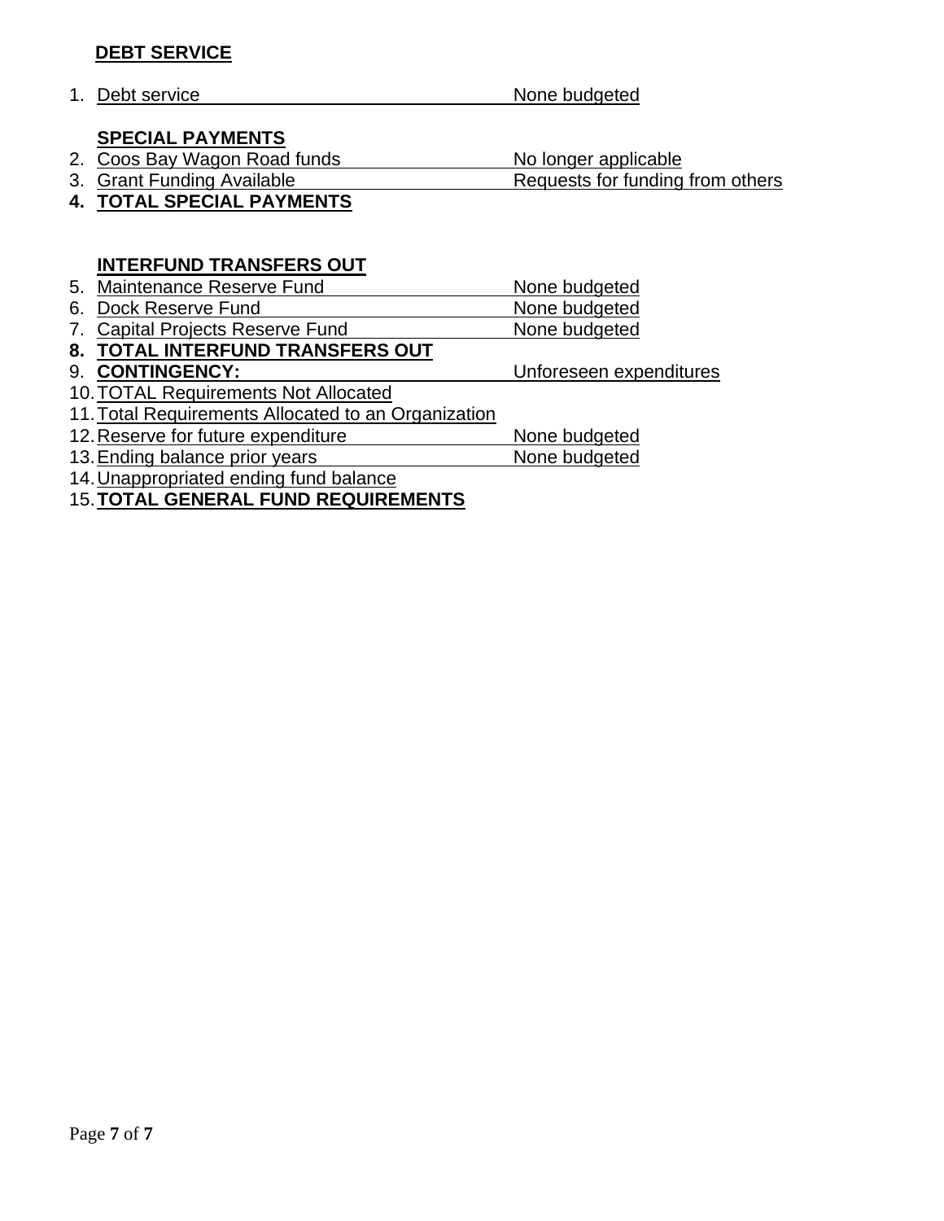**DEBT SERVICE**

1. Debt service — None budgeted

**SPECIAL PAYMENTS**

2. Coos Bay Wagon Road funds — No longer applicable
3. Grant Funding Available — Requests for funding from others
4. **TOTAL SPECIAL PAYMENTS**

**INTERFUND TRANSFERS OUT**

5. Maintenance Reserve Fund — None budgeted
6. Dock Reserve Fund — None budgeted
7. Capital Projects Reserve Fund — None budgeted
8. **TOTAL INTERFUND TRANSFERS OUT**
9. **CONTINGENCY:** — Unforeseen expenditures
10. TOTAL Requirements Not Allocated
11. Total Requirements Allocated to an Organization
12. Reserve for future expenditure — None budgeted
13. Ending balance prior years — None budgeted
14. Unappropriated ending fund balance
15. **TOTAL GENERAL FUND REQUIREMENTS**